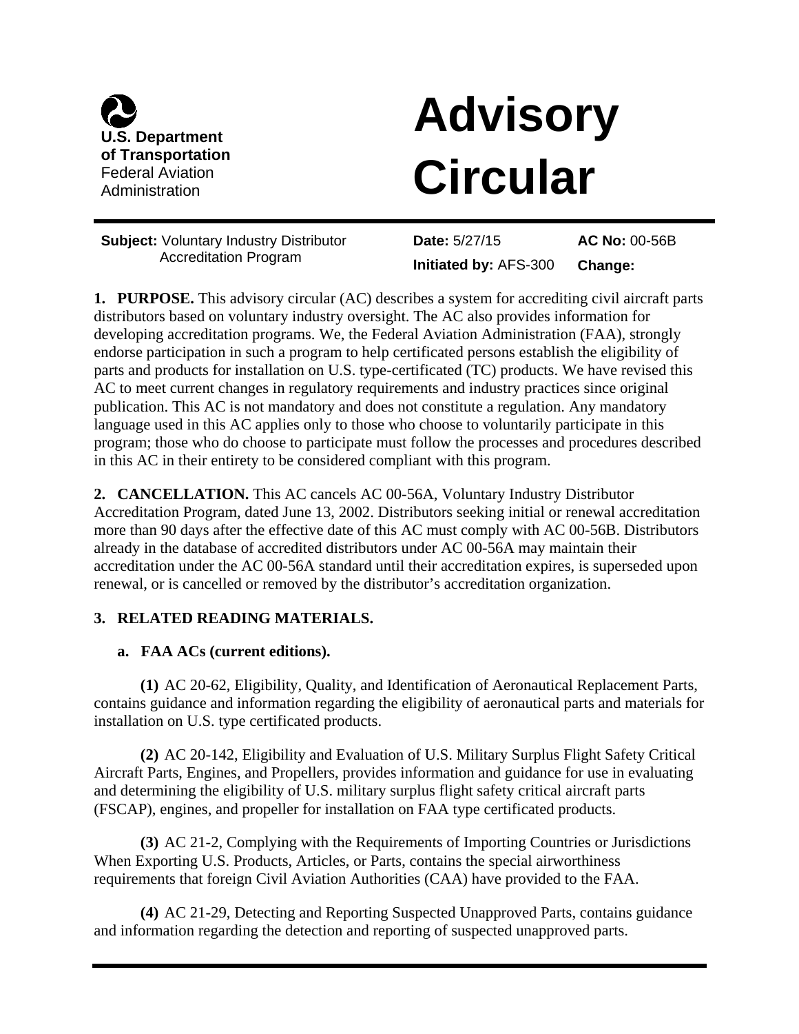U.S. Department of Transportation
Federal Aviation Administration

# Advisory Circular

**Subject:** Voluntary Industry Distributor Accreditation Program

**Date:** 5/27/15

**Initiated by:** AFS-300

**AC No:** 00-56B

**Change:**

**1. PURPOSE.** This advisory circular (AC) describes a system for accrediting civil aircraft parts distributors based on voluntary industry oversight. The AC also provides information for developing accreditation programs. We, the Federal Aviation Administration (FAA), strongly endorse participation in such a program to help certificated persons establish the eligibility of parts and products for installation on U.S. type-certificated (TC) products. We have revised this AC to meet current changes in regulatory requirements and industry practices since original publication. This AC is not mandatory and does not constitute a regulation. Any mandatory language used in this AC applies only to those who choose to voluntarily participate in this program; those who do choose to participate must follow the processes and procedures described in this AC in their entirety to be considered compliant with this program.

**2. CANCELLATION.** This AC cancels AC 00-56A, Voluntary Industry Distributor Accreditation Program, dated June 13, 2002. Distributors seeking initial or renewal accreditation more than 90 days after the effective date of this AC must comply with AC 00-56B. Distributors already in the database of accredited distributors under AC 00-56A may maintain their accreditation under the AC 00-56A standard until their accreditation expires, is superseded upon renewal, or is cancelled or removed by the distributor's accreditation organization.

**3. RELATED READING MATERIALS.**

**a. FAA ACs (current editions).**

**(1)** AC 20-62, Eligibility, Quality, and Identification of Aeronautical Replacement Parts, contains guidance and information regarding the eligibility of aeronautical parts and materials for installation on U.S. type certificated products.

**(2)** AC 20-142, Eligibility and Evaluation of U.S. Military Surplus Flight Safety Critical Aircraft Parts, Engines, and Propellers, provides information and guidance for use in evaluating and determining the eligibility of U.S. military surplus flight safety critical aircraft parts (FSCAP), engines, and propeller for installation on FAA type certificated products.

**(3)** AC 21-2, Complying with the Requirements of Importing Countries or Jurisdictions When Exporting U.S. Products, Articles, or Parts, contains the special airworthiness requirements that foreign Civil Aviation Authorities (CAA) have provided to the FAA.

**(4)** AC 21-29, Detecting and Reporting Suspected Unapproved Parts, contains guidance and information regarding the detection and reporting of suspected unapproved parts.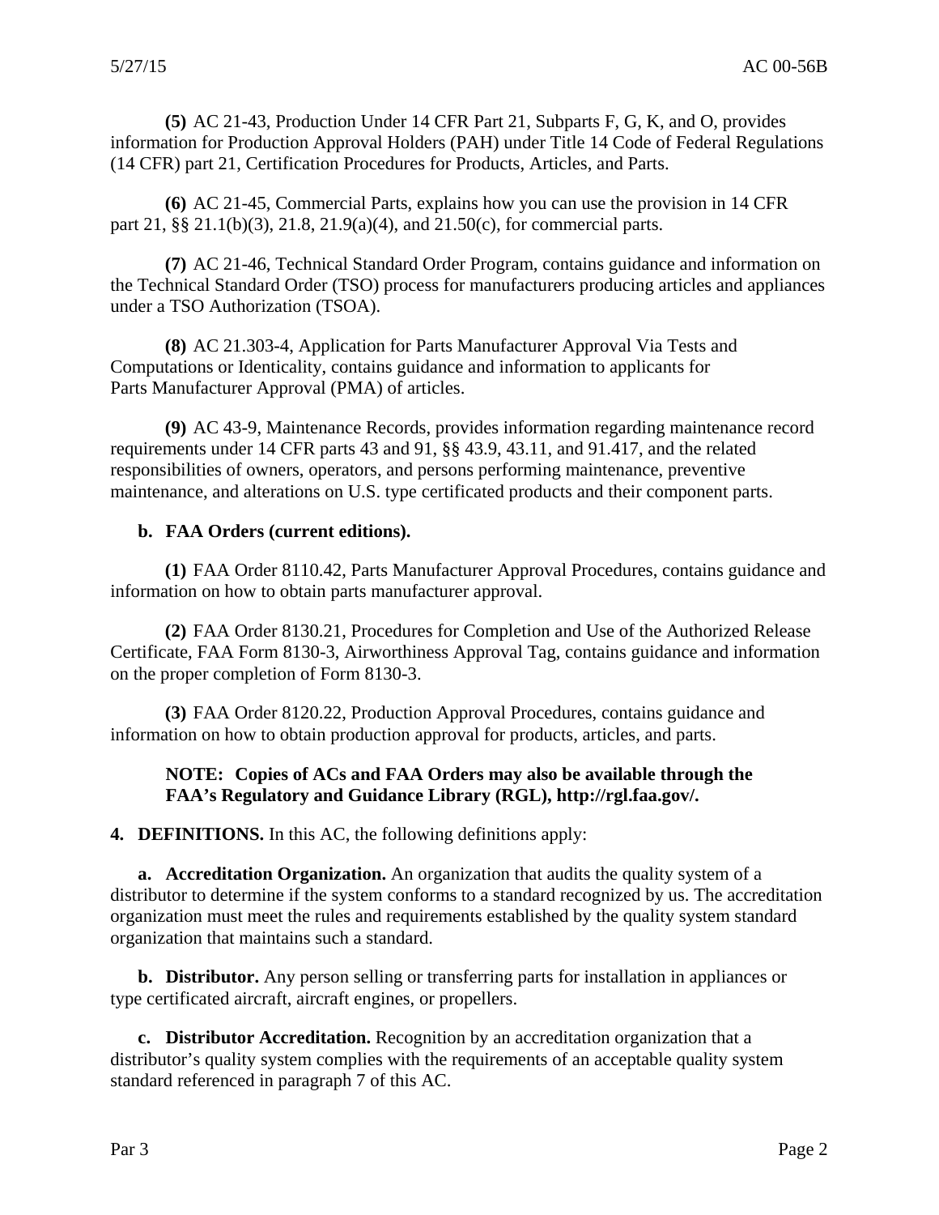**(5)** AC 21-43, Production Under 14 CFR Part 21, Subparts F, G, K, and O, provides information for Production Approval Holders (PAH) under Title 14 Code of Federal Regulations (14 CFR) part 21, Certification Procedures for Products, Articles, and Parts.

**(6)** AC 21-45, Commercial Parts, explains how you can use the provision in 14 CFR part 21, §§ 21.1(b)(3), 21.8, 21.9(a)(4), and 21.50(c), for commercial parts.

**(7)** AC 21-46, Technical Standard Order Program, contains guidance and information on the Technical Standard Order (TSO) process for manufacturers producing articles and appliances under a TSO Authorization (TSOA).

**(8)** AC 21.303-4, Application for Parts Manufacturer Approval Via Tests and Computations or Identicality, contains guidance and information to applicants for Parts Manufacturer Approval (PMA) of articles.

**(9)** AC 43-9, Maintenance Records, provides information regarding maintenance record requirements under 14 CFR parts 43 and 91, §§ 43.9, 43.11, and 91.417, and the related responsibilities of owners, operators, and persons performing maintenance, preventive maintenance, and alterations on U.S. type certificated products and their component parts.

**b. FAA Orders (current editions).**

**(1)** FAA Order 8110.42, Parts Manufacturer Approval Procedures, contains guidance and information on how to obtain parts manufacturer approval.

**(2)** FAA Order 8130.21, Procedures for Completion and Use of the Authorized Release Certificate, FAA Form 8130-3, Airworthiness Approval Tag, contains guidance and information on the proper completion of Form 8130-3.

**(3)** FAA Order 8120.22, Production Approval Procedures, contains guidance and information on how to obtain production approval for products, articles, and parts.

**NOTE: Copies of ACs and FAA Orders may also be available through the FAA's Regulatory and Guidance Library (RGL), http://rgl.faa.gov/.**

**4. DEFINITIONS.** In this AC, the following definitions apply:

**a. Accreditation Organization.** An organization that audits the quality system of a distributor to determine if the system conforms to a standard recognized by us. The accreditation organization must meet the rules and requirements established by the quality system standard organization that maintains such a standard.

**b. Distributor.** Any person selling or transferring parts for installation in appliances or type certificated aircraft, aircraft engines, or propellers.

**c. Distributor Accreditation.** Recognition by an accreditation organization that a distributor's quality system complies with the requirements of an acceptable quality system standard referenced in paragraph 7 of this AC.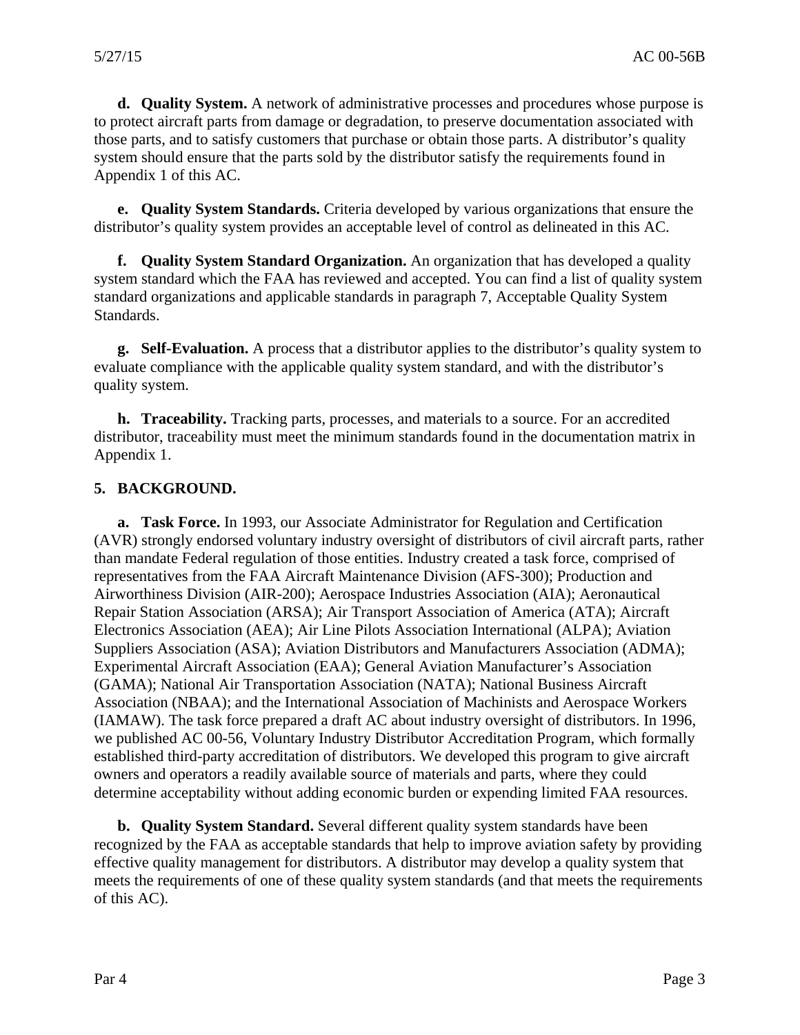**d. Quality System.** A network of administrative processes and procedures whose purpose is to protect aircraft parts from damage or degradation, to preserve documentation associated with those parts, and to satisfy customers that purchase or obtain those parts. A distributor's quality system should ensure that the parts sold by the distributor satisfy the requirements found in Appendix 1 of this AC.

**e. Quality System Standards.** Criteria developed by various organizations that ensure the distributor's quality system provides an acceptable level of control as delineated in this AC.

**f. Quality System Standard Organization.** An organization that has developed a quality system standard which the FAA has reviewed and accepted. You can find a list of quality system standard organizations and applicable standards in paragraph 7, Acceptable Quality System Standards.

**g. Self-Evaluation.** A process that a distributor applies to the distributor's quality system to evaluate compliance with the applicable quality system standard, and with the distributor's quality system.

**h. Traceability.** Tracking parts, processes, and materials to a source. For an accredited distributor, traceability must meet the minimum standards found in the documentation matrix in Appendix 1.

## 5. BACKGROUND.

**a. Task Force.** In 1993, our Associate Administrator for Regulation and Certification (AVR) strongly endorsed voluntary industry oversight of distributors of civil aircraft parts, rather than mandate Federal regulation of those entities. Industry created a task force, comprised of representatives from the FAA Aircraft Maintenance Division (AFS-300); Production and Airworthiness Division (AIR-200); Aerospace Industries Association (AIA); Aeronautical Repair Station Association (ARSA); Air Transport Association of America (ATA); Aircraft Electronics Association (AEA); Air Line Pilots Association International (ALPA); Aviation Suppliers Association (ASA); Aviation Distributors and Manufacturers Association (ADMA); Experimental Aircraft Association (EAA); General Aviation Manufacturer's Association (GAMA); National Air Transportation Association (NATA); National Business Aircraft Association (NBAA); and the International Association of Machinists and Aerospace Workers (IAMAW). The task force prepared a draft AC about industry oversight of distributors. In 1996, we published AC 00-56, Voluntary Industry Distributor Accreditation Program, which formally established third-party accreditation of distributors. We developed this program to give aircraft owners and operators a readily available source of materials and parts, where they could determine acceptability without adding economic burden or expending limited FAA resources.

**b. Quality System Standard.** Several different quality system standards have been recognized by the FAA as acceptable standards that help to improve aviation safety by providing effective quality management for distributors. A distributor may develop a quality system that meets the requirements of one of these quality system standards (and that meets the requirements of this AC).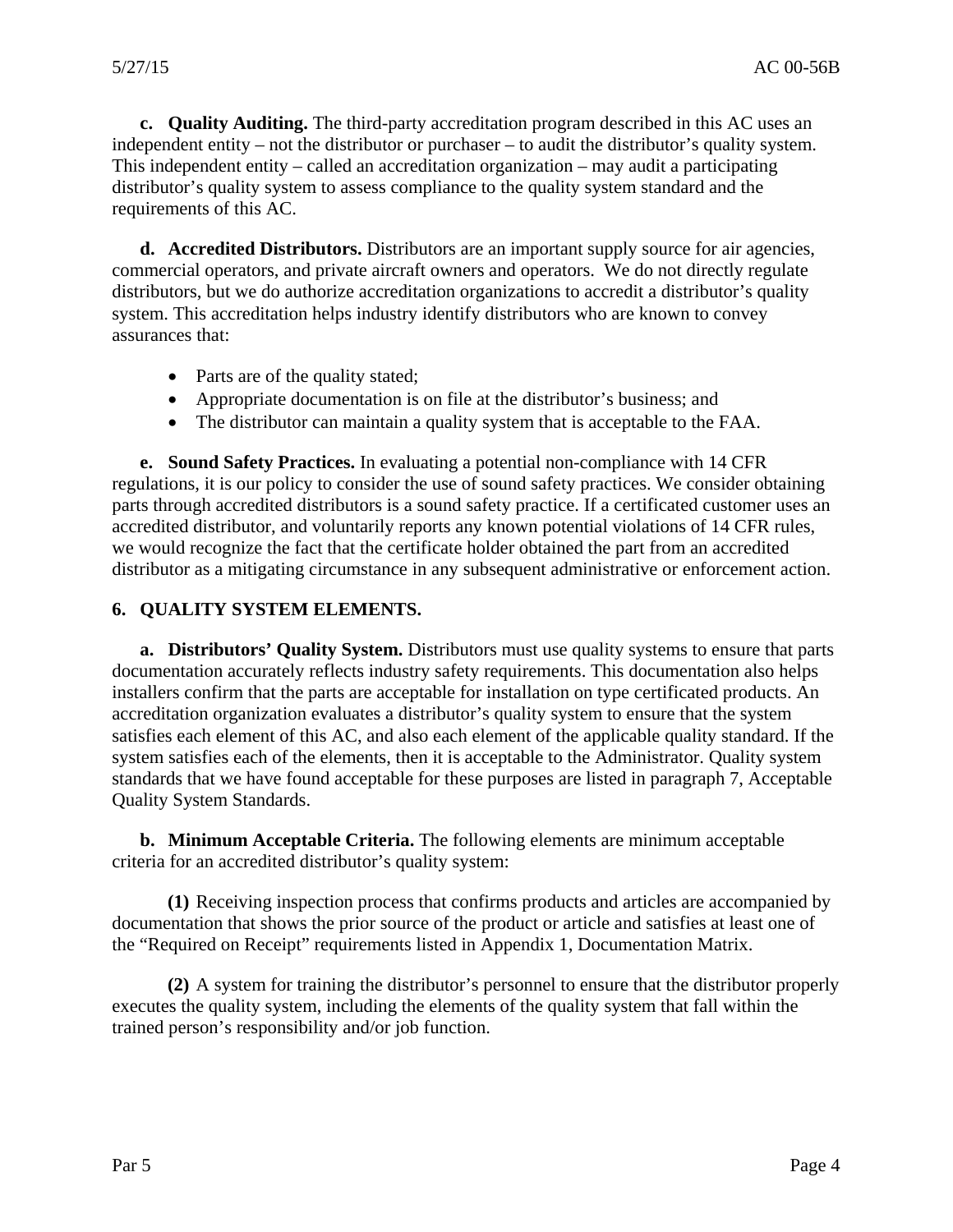**c. Quality Auditing.** The third-party accreditation program described in this AC uses an independent entity – not the distributor or purchaser – to audit the distributor's quality system. This independent entity – called an accreditation organization – may audit a participating distributor's quality system to assess compliance to the quality system standard and the requirements of this AC.

**d. Accredited Distributors.** Distributors are an important supply source for air agencies, commercial operators, and private aircraft owners and operators. We do not directly regulate distributors, but we do authorize accreditation organizations to accredit a distributor's quality system. This accreditation helps industry identify distributors who are known to convey assurances that:

- Parts are of the quality stated;
- Appropriate documentation is on file at the distributor's business; and
- The distributor can maintain a quality system that is acceptable to the FAA.

**e. Sound Safety Practices.** In evaluating a potential non-compliance with 14 CFR regulations, it is our policy to consider the use of sound safety practices. We consider obtaining parts through accredited distributors is a sound safety practice. If a certificated customer uses an accredited distributor, and voluntarily reports any known potential violations of 14 CFR rules, we would recognize the fact that the certificate holder obtained the part from an accredited distributor as a mitigating circumstance in any subsequent administrative or enforcement action.

## 6. QUALITY SYSTEM ELEMENTS.

**a. Distributors' Quality System.** Distributors must use quality systems to ensure that parts documentation accurately reflects industry safety requirements. This documentation also helps installers confirm that the parts are acceptable for installation on type certificated products. An accreditation organization evaluates a distributor's quality system to ensure that the system satisfies each element of this AC, and also each element of the applicable quality standard. If the system satisfies each of the elements, then it is acceptable to the Administrator. Quality system standards that we have found acceptable for these purposes are listed in paragraph 7, Acceptable Quality System Standards.

**b. Minimum Acceptable Criteria.** The following elements are minimum acceptable criteria for an accredited distributor's quality system:

**(1)** Receiving inspection process that confirms products and articles are accompanied by documentation that shows the prior source of the product or article and satisfies at least one of the "Required on Receipt" requirements listed in Appendix 1, Documentation Matrix.

**(2)** A system for training the distributor's personnel to ensure that the distributor properly executes the quality system, including the elements of the quality system that fall within the trained person's responsibility and/or job function.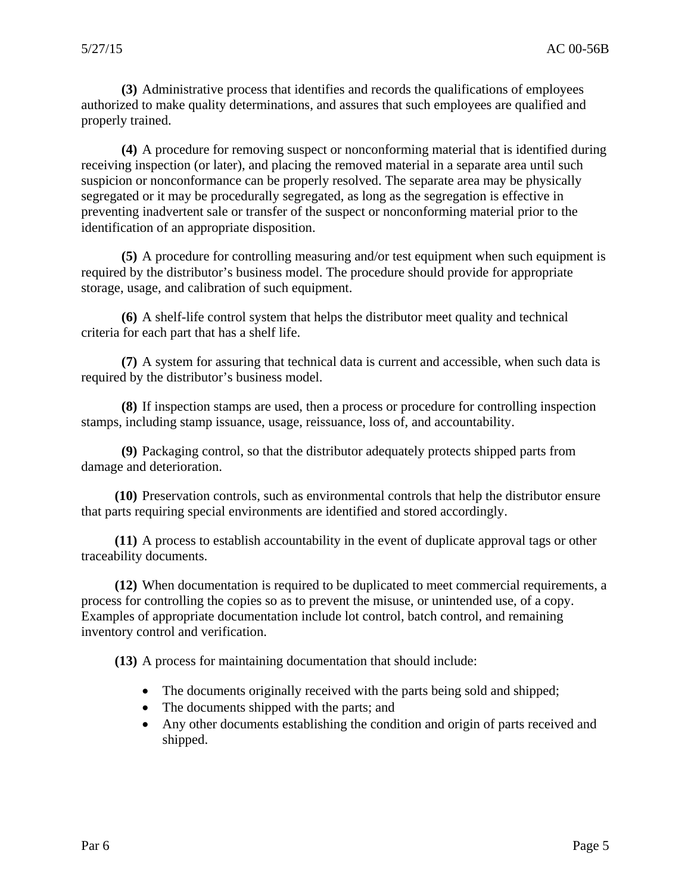**(3)** Administrative process that identifies and records the qualifications of employees authorized to make quality determinations, and assures that such employees are qualified and properly trained.

**(4)** A procedure for removing suspect or nonconforming material that is identified during receiving inspection (or later), and placing the removed material in a separate area until such suspicion or nonconformance can be properly resolved. The separate area may be physically segregated or it may be procedurally segregated, as long as the segregation is effective in preventing inadvertent sale or transfer of the suspect or nonconforming material prior to the identification of an appropriate disposition.

**(5)** A procedure for controlling measuring and/or test equipment when such equipment is required by the distributor's business model. The procedure should provide for appropriate storage, usage, and calibration of such equipment.

**(6)** A shelf-life control system that helps the distributor meet quality and technical criteria for each part that has a shelf life.

**(7)** A system for assuring that technical data is current and accessible, when such data is required by the distributor's business model.

**(8)** If inspection stamps are used, then a process or procedure for controlling inspection stamps, including stamp issuance, usage, reissuance, loss of, and accountability.

**(9)** Packaging control, so that the distributor adequately protects shipped parts from damage and deterioration.

**(10)** Preservation controls, such as environmental controls that help the distributor ensure that parts requiring special environments are identified and stored accordingly.

**(11)** A process to establish accountability in the event of duplicate approval tags or other traceability documents.

**(12)** When documentation is required to be duplicated to meet commercial requirements, a process for controlling the copies so as to prevent the misuse, or unintended use, of a copy. Examples of appropriate documentation include lot control, batch control, and remaining inventory control and verification.

**(13)** A process for maintaining documentation that should include:

- The documents originally received with the parts being sold and shipped;
- The documents shipped with the parts; and
- Any other documents establishing the condition and origin of parts received and shipped.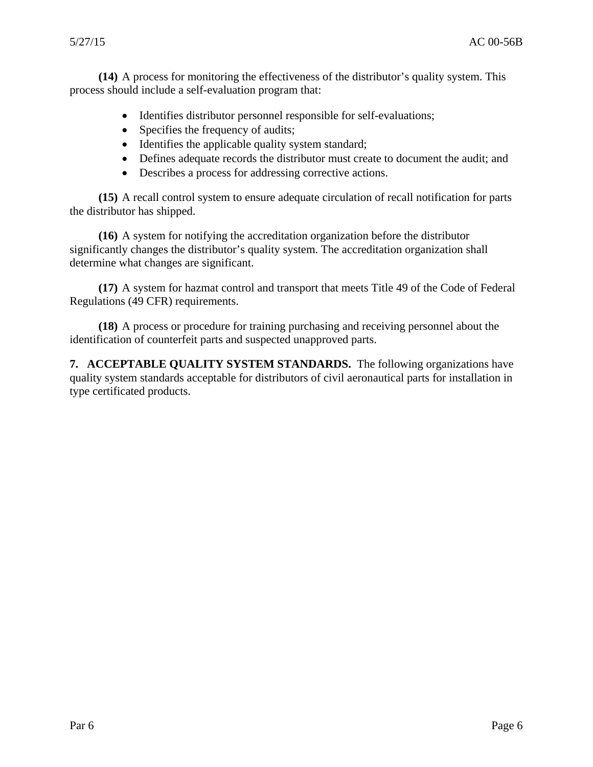**(14)** A process for monitoring the effectiveness of the distributor's quality system. This process should include a self-evaluation program that:

- Identifies distributor personnel responsible for self-evaluations;
- Specifies the frequency of audits;
- Identifies the applicable quality system standard;
- Defines adequate records the distributor must create to document the audit; and
- Describes a process for addressing corrective actions.

**(15)** A recall control system to ensure adequate circulation of recall notification for parts the distributor has shipped.

**(16)** A system for notifying the accreditation organization before the distributor significantly changes the distributor's quality system. The accreditation organization shall determine what changes are significant.

**(17)** A system for hazmat control and transport that meets Title 49 of the Code of Federal Regulations (49 CFR) requirements.

**(18)** A process or procedure for training purchasing and receiving personnel about the identification of counterfeit parts and suspected unapproved parts.

**7. ACCEPTABLE QUALITY SYSTEM STANDARDS.** The following organizations have quality system standards acceptable for distributors of civil aeronautical parts for installation in type certificated products.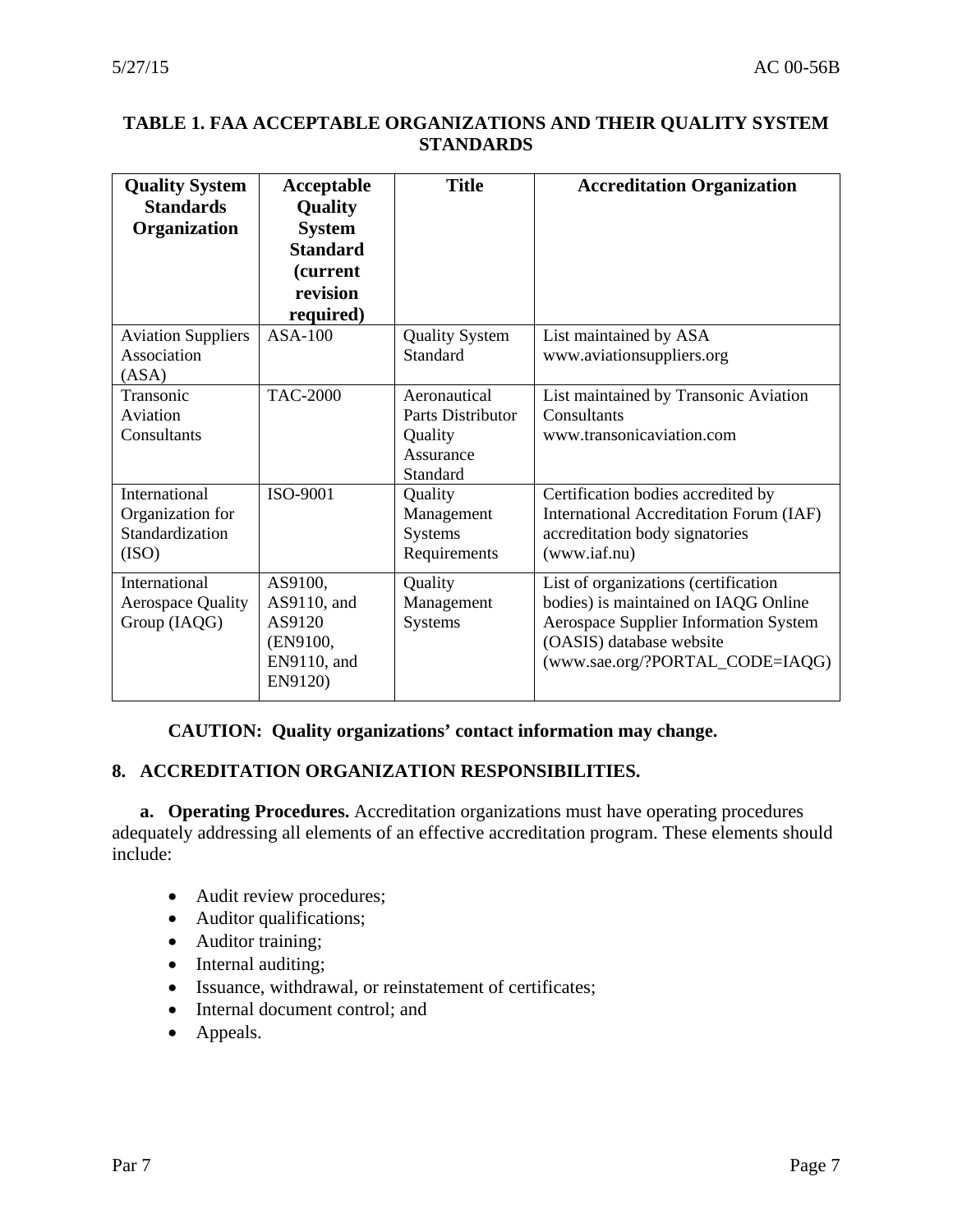**TABLE 1. FAA ACCEPTABLE ORGANIZATIONS AND THEIR QUALITY SYSTEM STANDARDS**

| Quality System Standards Organization | Acceptable Quality System Standard (current revision required) | Title | Accreditation Organization |
|---|---|---|---|
| Aviation Suppliers Association (ASA) | ASA-100 | Quality System Standard | List maintained by ASA www.aviationsuppliers.org |
| Transonic Aviation Consultants | TAC-2000 | Aeronautical Parts Distributor Quality Assurance Standard | List maintained by Transonic Aviation Consultants www.transonicaviation.com |
| International Organization for Standardization (ISO) | ISO-9001 | Quality Management Systems Requirements | Certification bodies accredited by International Accreditation Forum (IAF) accreditation body signatories (www.iaf.nu) |
| International Aerospace Quality Group (IAQG) | AS9100, AS9110, and AS9120 (EN9100, EN9110, and EN9120) | Quality Management Systems | List of organizations (certification bodies) is maintained on IAQG Online Aerospace Supplier Information System (OASIS) database website (www.sae.org/?PORTAL_CODE=IAQG) |

**CAUTION: Quality organizations' contact information may change.**

## 8. ACCREDITATION ORGANIZATION RESPONSIBILITIES.

**a. Operating Procedures.** Accreditation organizations must have operating procedures adequately addressing all elements of an effective accreditation program. These elements should include:

- Audit review procedures;
- Auditor qualifications;
- Auditor training;
- Internal auditing;
- Issuance, withdrawal, or reinstatement of certificates;
- Internal document control; and
- Appeals.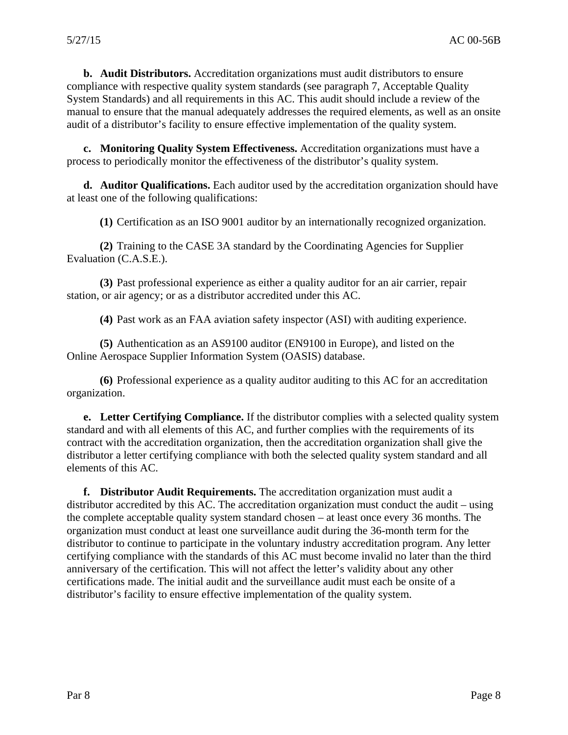**b. Audit Distributors.** Accreditation organizations must audit distributors to ensure compliance with respective quality system standards (see paragraph 7, Acceptable Quality System Standards) and all requirements in this AC. This audit should include a review of the manual to ensure that the manual adequately addresses the required elements, as well as an onsite audit of a distributor's facility to ensure effective implementation of the quality system.

**c. Monitoring Quality System Effectiveness.** Accreditation organizations must have a process to periodically monitor the effectiveness of the distributor's quality system.

**d. Auditor Qualifications.** Each auditor used by the accreditation organization should have at least one of the following qualifications:

**(1)** Certification as an ISO 9001 auditor by an internationally recognized organization.

**(2)** Training to the CASE 3A standard by the Coordinating Agencies for Supplier Evaluation (C.A.S.E.).

**(3)** Past professional experience as either a quality auditor for an air carrier, repair station, or air agency; or as a distributor accredited under this AC.

**(4)** Past work as an FAA aviation safety inspector (ASI) with auditing experience.

**(5)** Authentication as an AS9100 auditor (EN9100 in Europe), and listed on the Online Aerospace Supplier Information System (OASIS) database.

**(6)** Professional experience as a quality auditor auditing to this AC for an accreditation organization.

**e. Letter Certifying Compliance.** If the distributor complies with a selected quality system standard and with all elements of this AC, and further complies with the requirements of its contract with the accreditation organization, then the accreditation organization shall give the distributor a letter certifying compliance with both the selected quality system standard and all elements of this AC.

**f. Distributor Audit Requirements.** The accreditation organization must audit a distributor accredited by this AC. The accreditation organization must conduct the audit – using the complete acceptable quality system standard chosen – at least once every 36 months. The organization must conduct at least one surveillance audit during the 36-month term for the distributor to continue to participate in the voluntary industry accreditation program. Any letter certifying compliance with the standards of this AC must become invalid no later than the third anniversary of the certification. This will not affect the letter's validity about any other certifications made. The initial audit and the surveillance audit must each be onsite of a distributor's facility to ensure effective implementation of the quality system.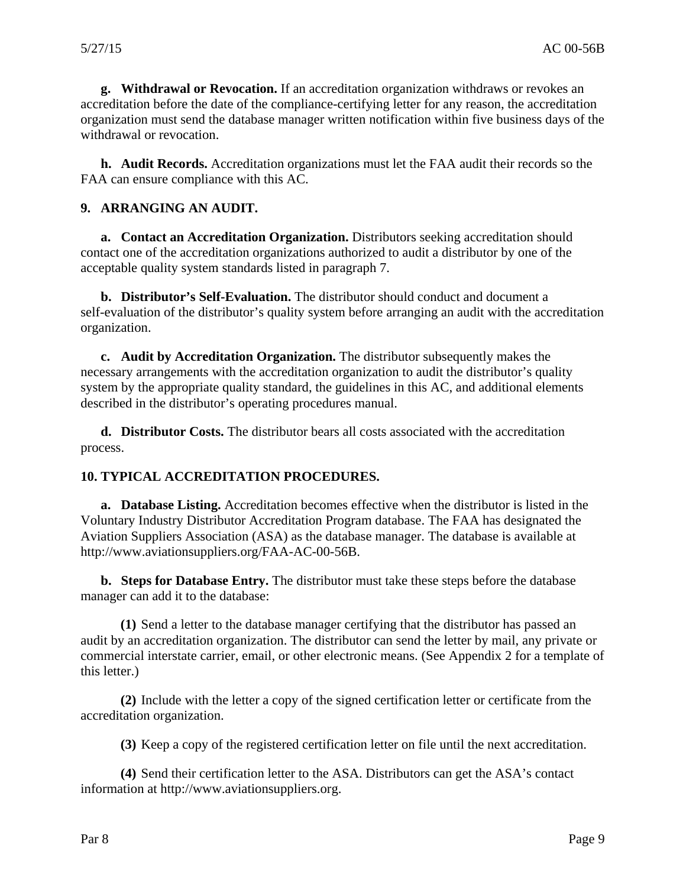**g. Withdrawal or Revocation.** If an accreditation organization withdraws or revokes an accreditation before the date of the compliance-certifying letter for any reason, the accreditation organization must send the database manager written notification within five business days of the withdrawal or revocation.

**h. Audit Records.** Accreditation organizations must let the FAA audit their records so the FAA can ensure compliance with this AC.

## 9. ARRANGING AN AUDIT.

**a. Contact an Accreditation Organization.** Distributors seeking accreditation should contact one of the accreditation organizations authorized to audit a distributor by one of the acceptable quality system standards listed in paragraph 7.

**b. Distributor's Self-Evaluation.** The distributor should conduct and document a self-evaluation of the distributor's quality system before arranging an audit with the accreditation organization.

**c. Audit by Accreditation Organization.** The distributor subsequently makes the necessary arrangements with the accreditation organization to audit the distributor's quality system by the appropriate quality standard, the guidelines in this AC, and additional elements described in the distributor's operating procedures manual.

**d. Distributor Costs.** The distributor bears all costs associated with the accreditation process.

## 10. TYPICAL ACCREDITATION PROCEDURES.

**a. Database Listing.** Accreditation becomes effective when the distributor is listed in the Voluntary Industry Distributor Accreditation Program database. The FAA has designated the Aviation Suppliers Association (ASA) as the database manager. The database is available at http://www.aviationsuppliers.org/FAA-AC-00-56B.

**b. Steps for Database Entry.** The distributor must take these steps before the database manager can add it to the database:

**(1)** Send a letter to the database manager certifying that the distributor has passed an audit by an accreditation organization. The distributor can send the letter by mail, any private or commercial interstate carrier, email, or other electronic means. (See Appendix 2 for a template of this letter.)

**(2)** Include with the letter a copy of the signed certification letter or certificate from the accreditation organization.

**(3)** Keep a copy of the registered certification letter on file until the next accreditation.

**(4)** Send their certification letter to the ASA. Distributors can get the ASA's contact information at http://www.aviationsuppliers.org.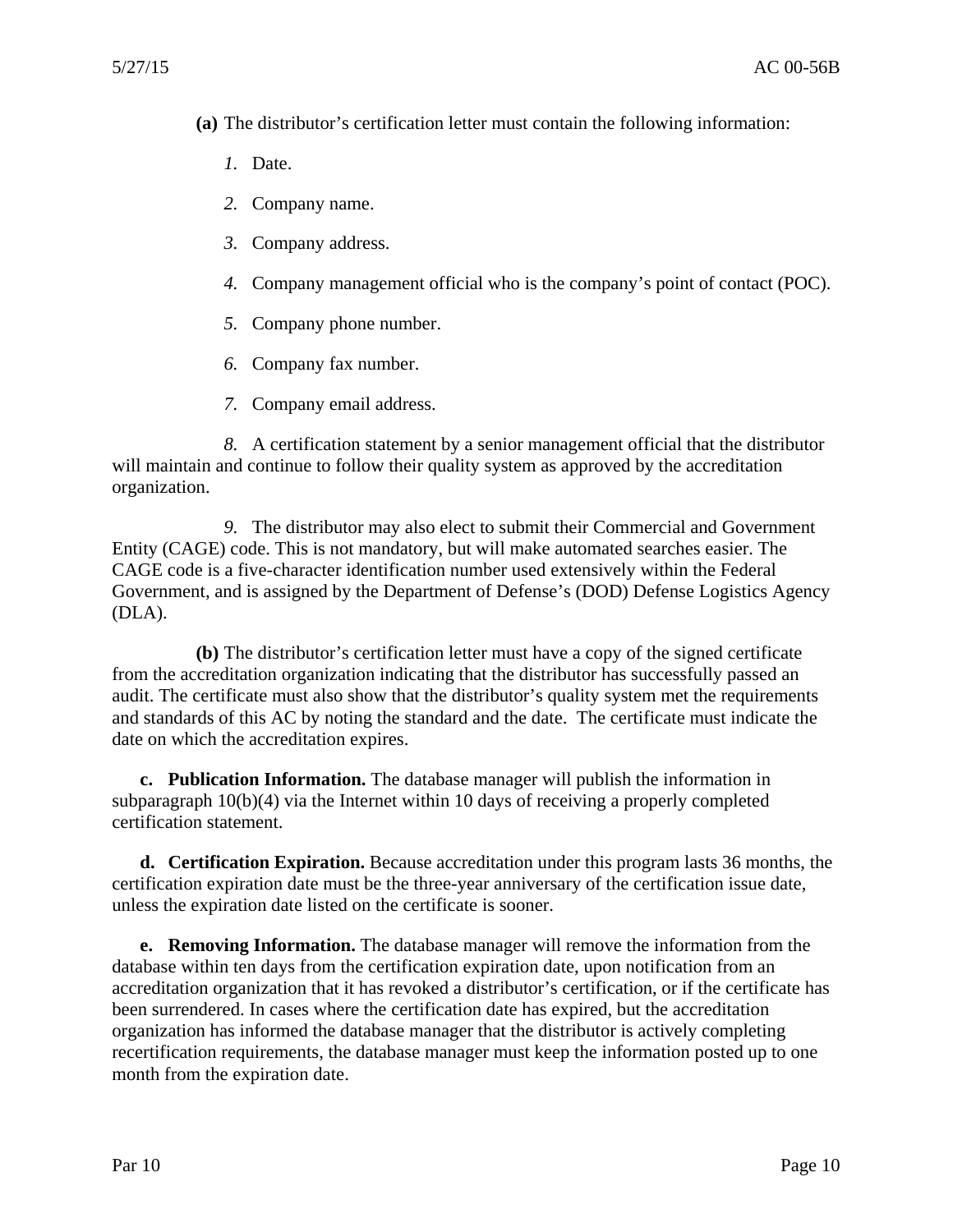**(a)** The distributor's certification letter must contain the following information:

*1.* Date.

*2.* Company name.

*3.* Company address.

*4.* Company management official who is the company's point of contact (POC).

*5.* Company phone number.

*6.* Company fax number.

*7.* Company email address.

*8.* A certification statement by a senior management official that the distributor will maintain and continue to follow their quality system as approved by the accreditation organization.

*9.* The distributor may also elect to submit their Commercial and Government Entity (CAGE) code. This is not mandatory, but will make automated searches easier. The CAGE code is a five-character identification number used extensively within the Federal Government, and is assigned by the Department of Defense's (DOD) Defense Logistics Agency (DLA).

**(b)** The distributor's certification letter must have a copy of the signed certificate from the accreditation organization indicating that the distributor has successfully passed an audit. The certificate must also show that the distributor's quality system met the requirements and standards of this AC by noting the standard and the date. The certificate must indicate the date on which the accreditation expires.

**c. Publication Information.** The database manager will publish the information in subparagraph 10(b)(4) via the Internet within 10 days of receiving a properly completed certification statement.

**d. Certification Expiration.** Because accreditation under this program lasts 36 months, the certification expiration date must be the three-year anniversary of the certification issue date, unless the expiration date listed on the certificate is sooner.

**e. Removing Information.** The database manager will remove the information from the database within ten days from the certification expiration date, upon notification from an accreditation organization that it has revoked a distributor's certification, or if the certificate has been surrendered. In cases where the certification date has expired, but the accreditation organization has informed the database manager that the distributor is actively completing recertification requirements, the database manager must keep the information posted up to one month from the expiration date.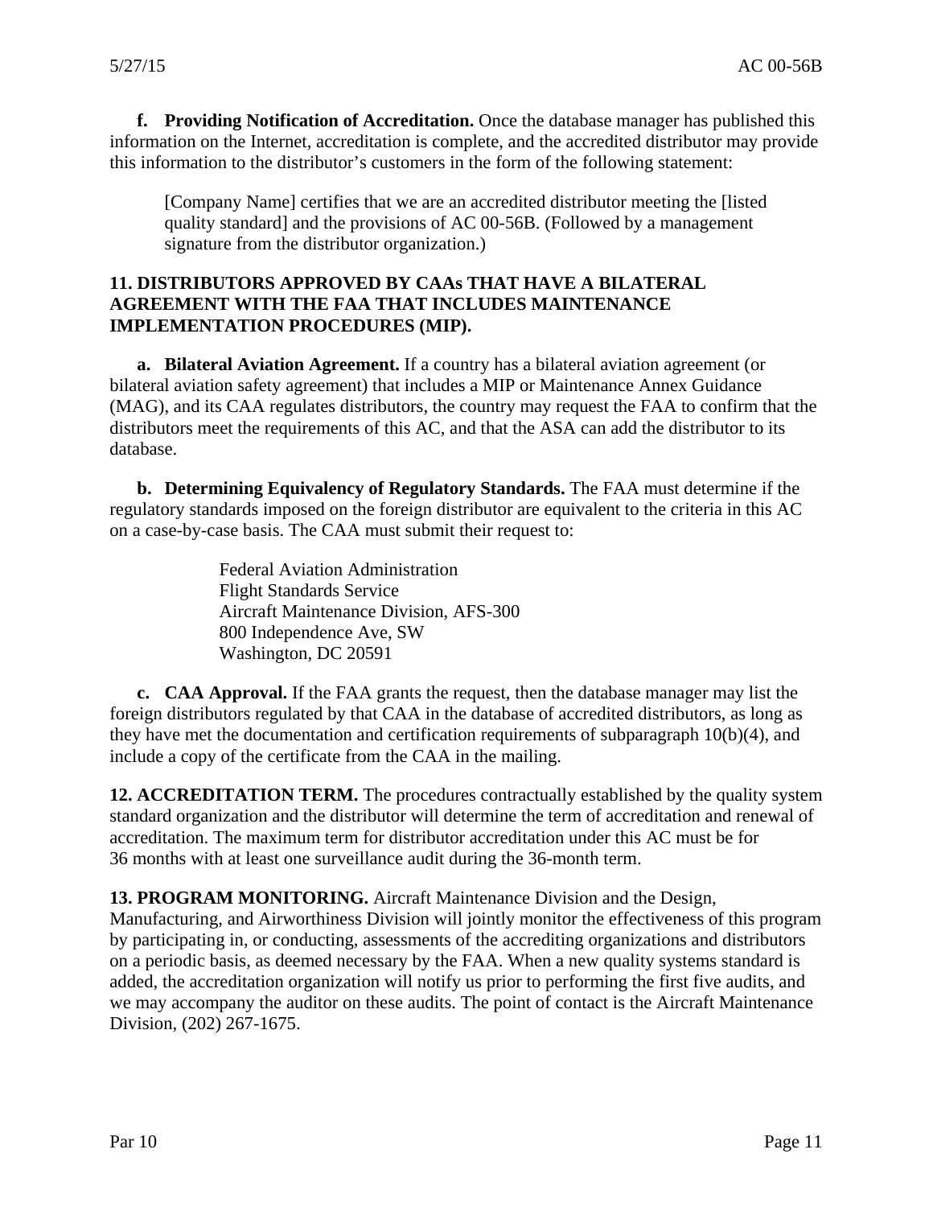**f. Providing Notification of Accreditation.** Once the database manager has published this information on the Internet, accreditation is complete, and the accredited distributor may provide this information to the distributor's customers in the form of the following statement:

> [Company Name] certifies that we are an accredited distributor meeting the [listed quality standard] and the provisions of AC 00-56B. (Followed by a management signature from the distributor organization.)

## 11. DISTRIBUTORS APPROVED BY CAAs THAT HAVE A BILATERAL AGREEMENT WITH THE FAA THAT INCLUDES MAINTENANCE IMPLEMENTATION PROCEDURES (MIP).

**a. Bilateral Aviation Agreement.** If a country has a bilateral aviation agreement (or bilateral aviation safety agreement) that includes a MIP or Maintenance Annex Guidance (MAG), and its CAA regulates distributors, the country may request the FAA to confirm that the distributors meet the requirements of this AC, and that the ASA can add the distributor to its database.

**b. Determining Equivalency of Regulatory Standards.** The FAA must determine if the regulatory standards imposed on the foreign distributor are equivalent to the criteria in this AC on a case-by-case basis. The CAA must submit their request to:

Federal Aviation Administration
Flight Standards Service
Aircraft Maintenance Division, AFS-300
800 Independence Ave, SW
Washington, DC 20591

**c. CAA Approval.** If the FAA grants the request, then the database manager may list the foreign distributors regulated by that CAA in the database of accredited distributors, as long as they have met the documentation and certification requirements of subparagraph 10(b)(4), and include a copy of the certificate from the CAA in the mailing.

**12. ACCREDITATION TERM.** The procedures contractually established by the quality system standard organization and the distributor will determine the term of accreditation and renewal of accreditation. The maximum term for distributor accreditation under this AC must be for 36 months with at least one surveillance audit during the 36-month term.

**13. PROGRAM MONITORING.** Aircraft Maintenance Division and the Design, Manufacturing, and Airworthiness Division will jointly monitor the effectiveness of this program by participating in, or conducting, assessments of the accrediting organizations and distributors on a periodic basis, as deemed necessary by the FAA. When a new quality systems standard is added, the accreditation organization will notify us prior to performing the first five audits, and we may accompany the auditor on these audits. The point of contact is the Aircraft Maintenance Division, (202) 267-1675.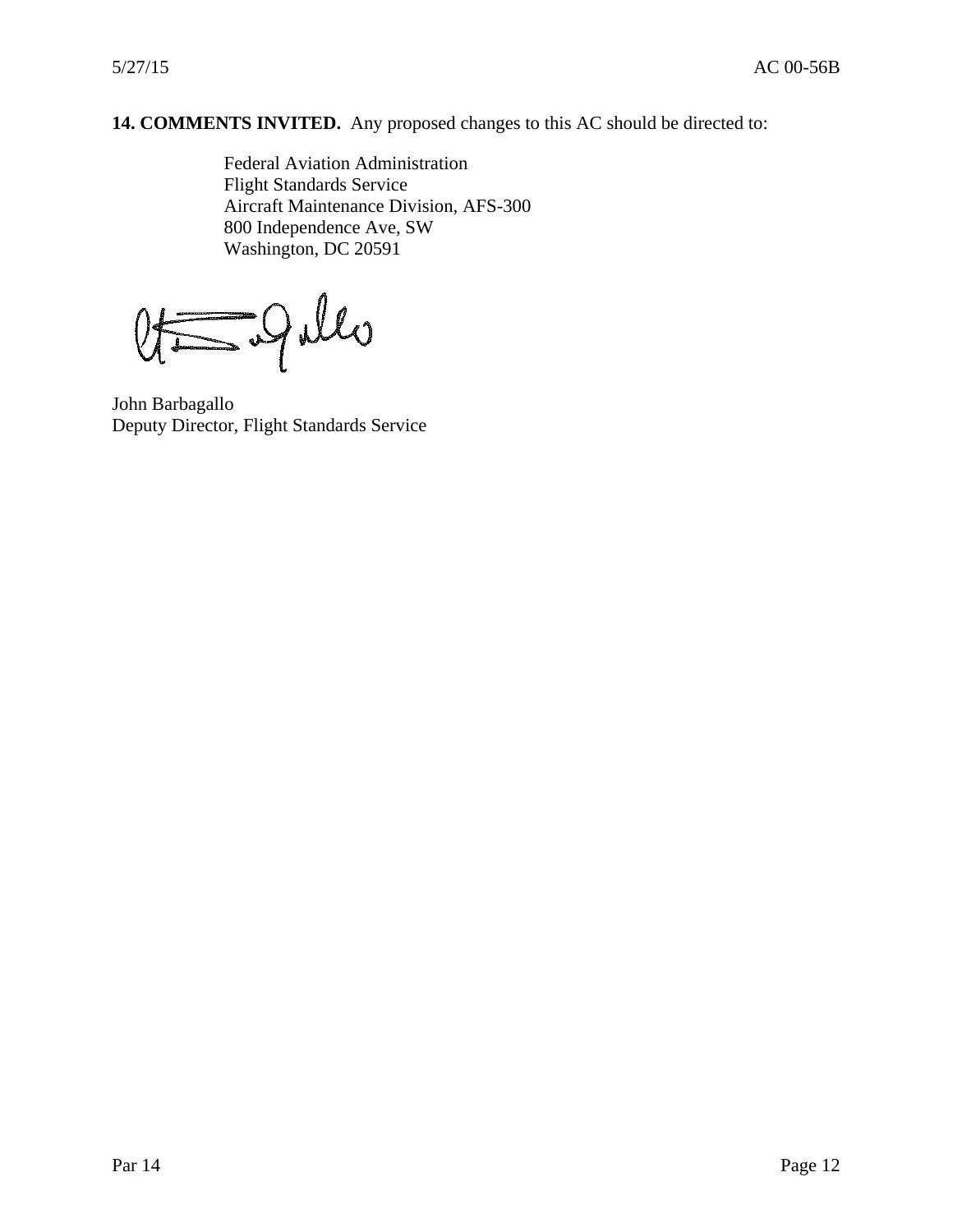**14. COMMENTS INVITED.** Any proposed changes to this AC should be directed to:

Federal Aviation Administration
Flight Standards Service
Aircraft Maintenance Division, AFS-300
800 Independence Ave, SW
Washington, DC 20591

John Barbagallo
Deputy Director, Flight Standards Service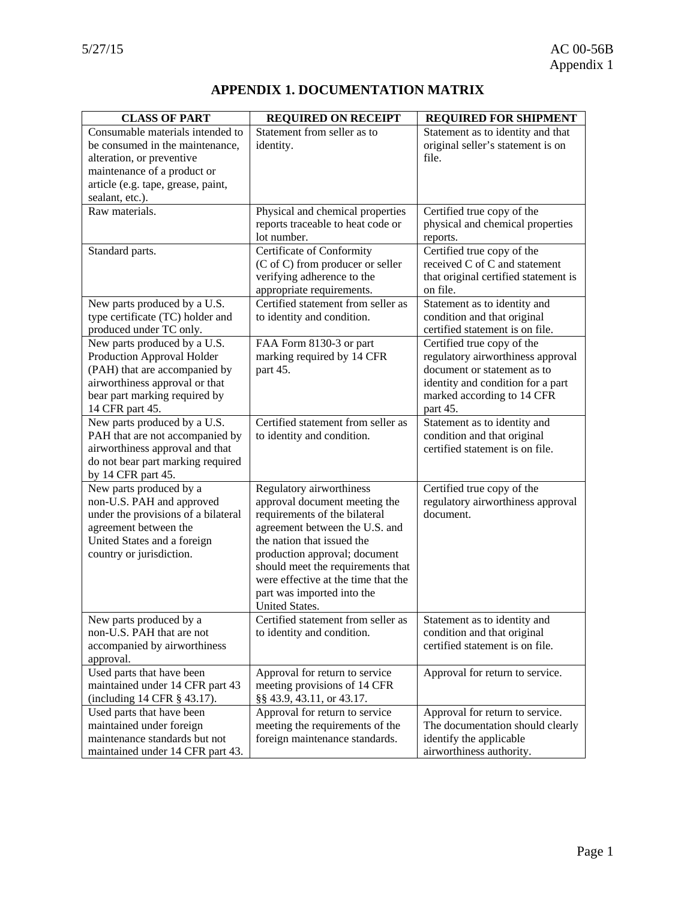# APPENDIX 1. DOCUMENTATION MATRIX

| CLASS OF PART | REQUIRED ON RECEIPT | REQUIRED FOR SHIPMENT |
|---|---|---|
| Consumable materials intended to be consumed in the maintenance, alteration, or preventive maintenance of a product or article (e.g. tape, grease, paint, sealant, etc.). | Statement from seller as to identity. | Statement as to identity and that original seller's statement is on file. |
| Raw materials. | Physical and chemical properties reports traceable to heat code or lot number. | Certified true copy of the physical and chemical properties reports. |
| Standard parts. | Certificate of Conformity (C of C) from producer or seller verifying adherence to the appropriate requirements. | Certified true copy of the received C of C and statement that original certified statement is on file. |
| New parts produced by a U.S. type certificate (TC) holder and produced under TC only. | Certified statement from seller as to identity and condition. | Statement as to identity and condition and that original certified statement is on file. |
| New parts produced by a U.S. Production Approval Holder (PAH) that are accompanied by airworthiness approval or that bear part marking required by 14 CFR part 45. | FAA Form 8130-3 or part marking required by 14 CFR part 45. | Certified true copy of the regulatory airworthiness approval document or statement as to identity and condition for a part marked according to 14 CFR part 45. |
| New parts produced by a U.S. PAH that are not accompanied by airworthiness approval and that do not bear part marking required by 14 CFR part 45. | Certified statement from seller as to identity and condition. | Statement as to identity and condition and that original certified statement is on file. |
| New parts produced by a non-U.S. PAH and approved under the provisions of a bilateral agreement between the United States and a foreign country or jurisdiction. | Regulatory airworthiness approval document meeting the requirements of the bilateral agreement between the U.S. and the nation that issued the production approval; document should meet the requirements that were effective at the time that the part was imported into the United States. | Certified true copy of the regulatory airworthiness approval document. |
| New parts produced by a non-U.S. PAH that are not accompanied by airworthiness approval. | Certified statement from seller as to identity and condition. | Statement as to identity and condition and that original certified statement is on file. |
| Used parts that have been maintained under 14 CFR part 43 (including 14 CFR § 43.17). | Approval for return to service meeting provisions of 14 CFR §§ 43.9, 43.11, or 43.17. | Approval for return to service. |
| Used parts that have been maintained under foreign maintenance standards but not maintained under 14 CFR part 43. | Approval for return to service meeting the requirements of the foreign maintenance standards. | Approval for return to service. The documentation should clearly identify the applicable airworthiness authority. |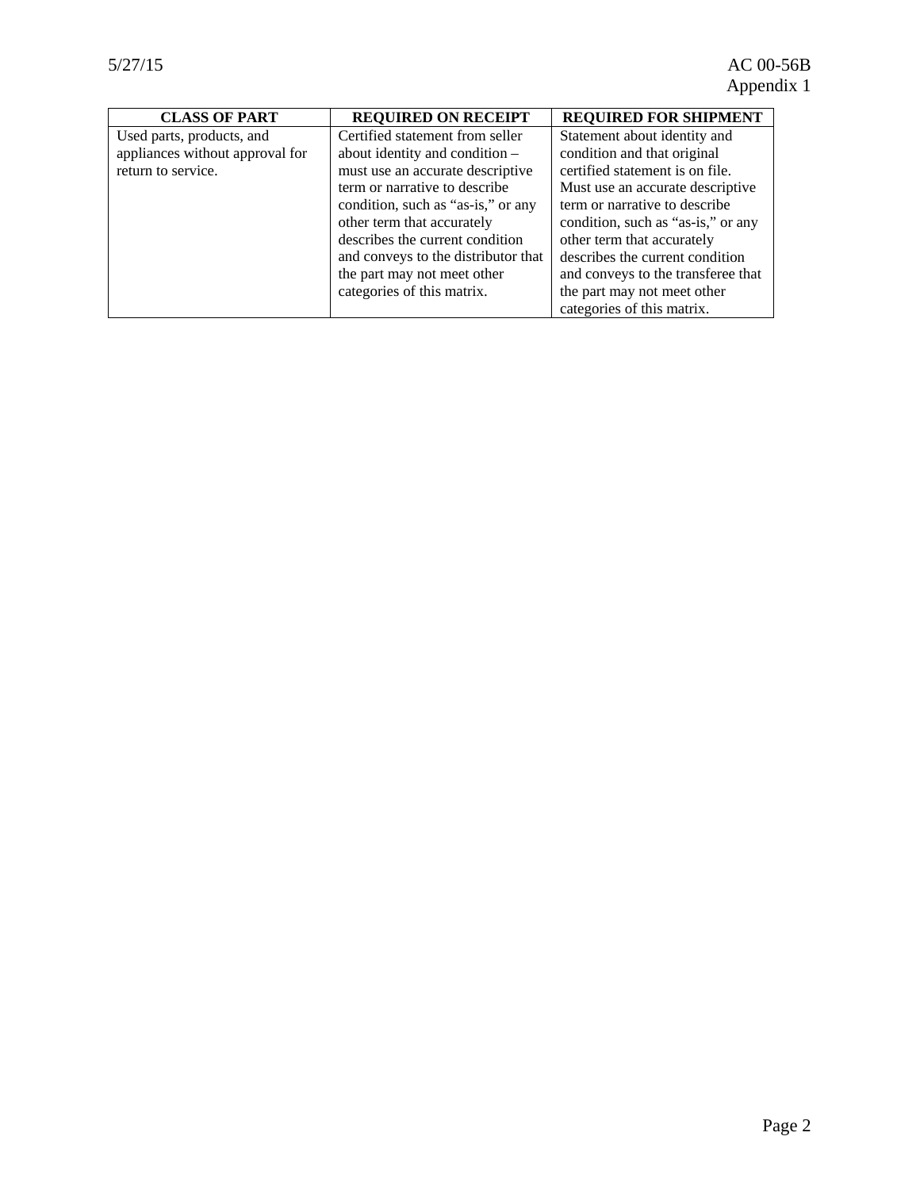| CLASS OF PART | REQUIRED ON RECEIPT | REQUIRED FOR SHIPMENT |
| --- | --- | --- |
| Used parts, products, and appliances without approval for return to service. | Certified statement from seller about identity and condition – must use an accurate descriptive term or narrative to describe condition, such as "as-is," or any other term that accurately describes the current condition and conveys to the distributor that the part may not meet other categories of this matrix. | Statement about identity and condition and that original certified statement is on file. Must use an accurate descriptive term or narrative to describe condition, such as "as-is," or any other term that accurately describes the current condition and conveys to the transferee that the part may not meet other categories of this matrix. |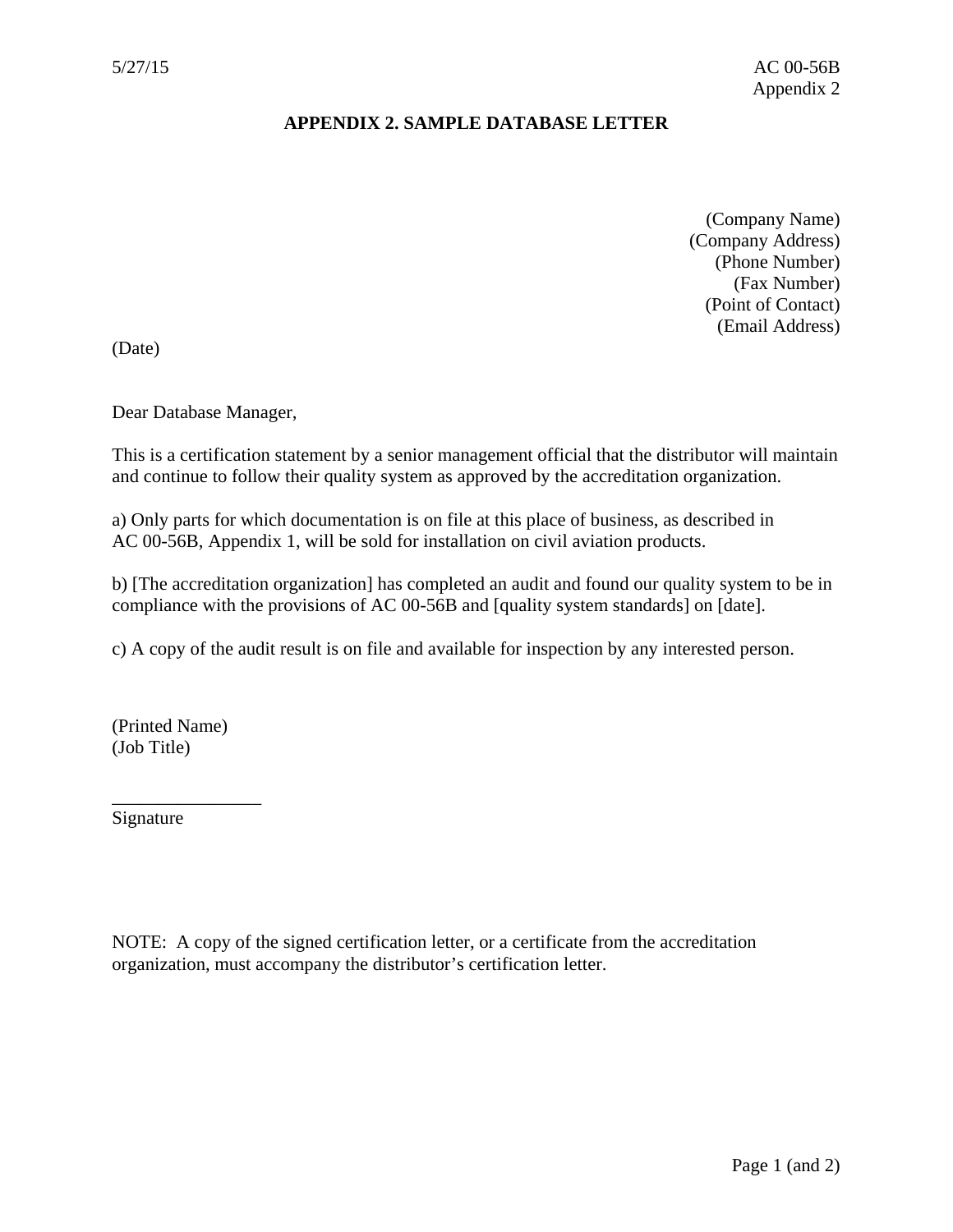# APPENDIX 2. SAMPLE DATABASE LETTER

(Company Name)
(Company Address)
(Phone Number)
(Fax Number)
(Point of Contact)
(Email Address)

(Date)

Dear Database Manager,

This is a certification statement by a senior management official that the distributor will maintain and continue to follow their quality system as approved by the accreditation organization.

a) Only parts for which documentation is on file at this place of business, as described in AC 00-56B, Appendix 1, will be sold for installation on civil aviation products.

b) [The accreditation organization] has completed an audit and found our quality system to be in compliance with the provisions of AC 00-56B and [quality system standards] on [date].

c) A copy of the audit result is on file and available for inspection by any interested person.

(Printed Name)
(Job Title)

________________
Signature

NOTE: A copy of the signed certification letter, or a certificate from the accreditation organization, must accompany the distributor's certification letter.